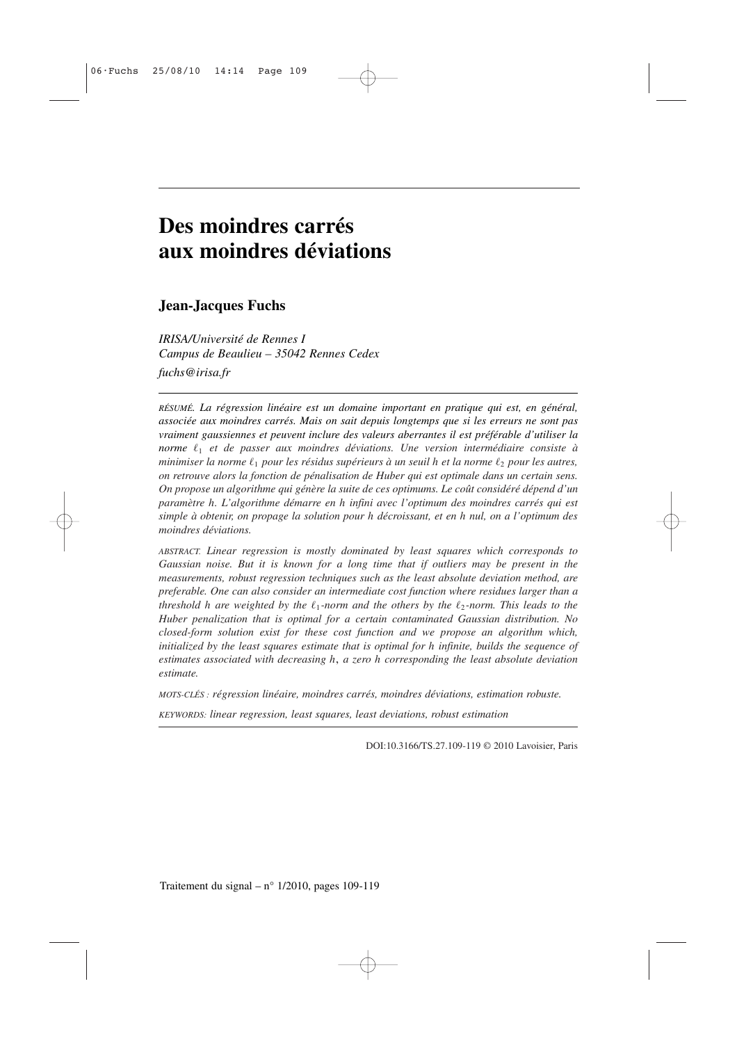# Des moindres carrés aux moindres déviations

**Jean-Jacques Fuchs**

*IRISA/Université de Rennes I*
*Campus de Beaulieu – 35042 Rennes Cedex*

*fuchs@irisa.fr*

---

RÉSUMÉ. *La régression linéaire est un domaine important en pratique qui est, en général, associée aux moindres carrés. Mais on sait depuis longtemps que si les erreurs ne sont pas vraiment gaussiennes et peuvent inclure des valeurs aberrantes il est préférable d'utiliser la norme $\ell_1$ et de passer aux moindres déviations. Une version intermédiaire consiste à minimiser la norme $\ell_1$ pour les résidus supérieurs à un seuil h et la norme $\ell_2$ pour les autres, on retrouve alors la fonction de pénalisation de Huber qui est optimale dans un certain sens. On propose un algorithme qui génère la suite de ces optimums. Le coût considéré dépend d'un paramètre h. L'algorithme démarre en h infini avec l'optimum des moindres carrés qui est simple à obtenir, on propage la solution pour h décroissant, et en h nul, on a l'optimum des moindres déviations.*

ABSTRACT. *Linear regression is mostly dominated by least squares which corresponds to Gaussian noise. But it is known for a long time that if outliers may be present in the measurements, robust regression techniques such as the least absolute deviation method, are preferable. One can also consider an intermediate cost function where residues larger than a threshold h are weighted by the $\ell_1$-norm and the others by the $\ell_2$-norm. This leads to the Huber penalization that is optimal for a certain contaminated Gaussian distribution. No closed-form solution exist for these cost function and we propose an algorithm which, initialized by the least squares estimate that is optimal for h infinite, builds the sequence of estimates associated with decreasing $h$, a zero h corresponding the least absolute deviation estimate.*

MOTS-CLÉS : *régression linéaire, moindres carrés, moindres déviations, estimation robuste.*

KEYWORDS: *linear regression, least squares, least deviations, robust estimation*

---

DOI:10.3166/TS.27.109-119 © 2010 Lavoisier, Paris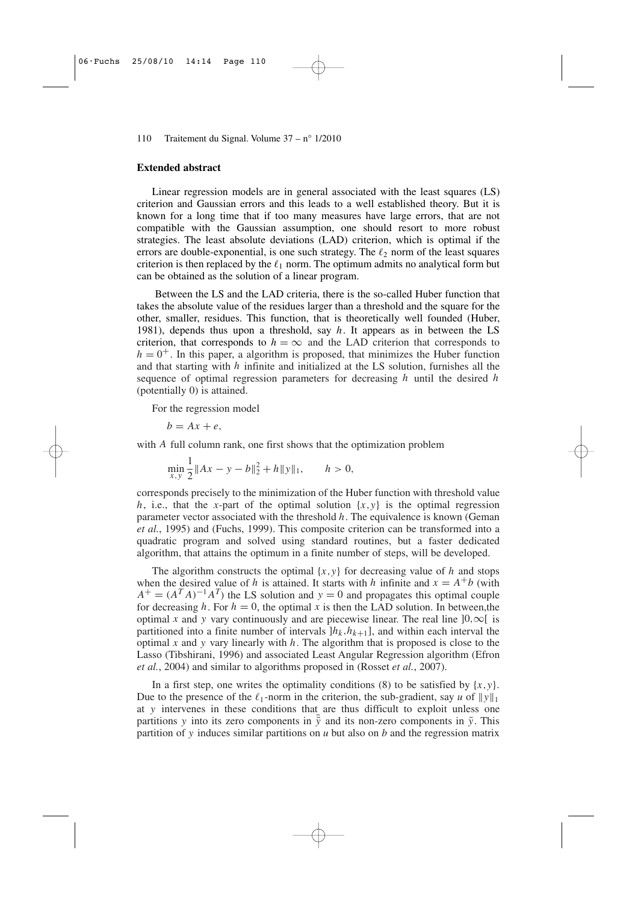**Extended abstract**

Linear regression models are in general associated with the least squares (LS) criterion and Gaussian errors and this leads to a well established theory. But it is known for a long time that if too many measures have large errors, that are not compatible with the Gaussian assumption, one should resort to more robust strategies. The least absolute deviations (LAD) criterion, which is optimal if the errors are double-exponential, is one such strategy. The $\ell_2$ norm of the least squares criterion is then replaced by the $\ell_1$ norm. The optimum admits no analytical form but can be obtained as the solution of a linear program.

Between the LS and the LAD criteria, there is the so-called Huber function that takes the absolute value of the residues larger than a threshold and the square for the other, smaller, residues. This function, that is theoretically well founded (Huber, 1981), depends thus upon a threshold, say $h$. It appears as in between the LS criterion, that corresponds to $h = \infty$ and the LAD criterion that corresponds to $h = 0^+$. In this paper, a algorithm is proposed, that minimizes the Huber function and that starting with $h$ infinite and initialized at the LS solution, furnishes all the sequence of optimal regression parameters for decreasing $h$ until the desired $h$ (potentially 0) is attained.

For the regression model

$$b = Ax + e,$$

with $A$ full column rank, one first shows that the optimization problem

$$\min_{x,y} \frac{1}{2}\|Ax - y - b\|_2^2 + h\|y\|_1, \qquad h > 0,$$

corresponds precisely to the minimization of the Huber function with threshold value $h$, i.e., that the $x$-part of the optimal solution $\{x, y\}$ is the optimal regression parameter vector associated with the threshold $h$. The equivalence is known (Geman *et al.*, 1995) and (Fuchs, 1999). This composite criterion can be transformed into a quadratic program and solved using standard routines, but a faster dedicated algorithm, that attains the optimum in a finite number of steps, will be developed.

The algorithm constructs the optimal $\{x, y\}$ for decreasing value of $h$ and stops when the desired value of $h$ is attained. It starts with $h$ infinite and $x = A^+b$ (with $A^+ = (A^TA)^{-1}A^T$) the LS solution and $y = 0$ and propagates this optimal couple for decreasing $h$. For $h = 0$, the optimal $x$ is then the LAD solution. In between,the optimal $x$ and $y$ vary continuously and are piecewise linear. The real line $]0,\infty[$ is partitioned into a finite number of intervals $]h_k, h_{k+1}]$, and within each interval the optimal $x$ and $y$ vary linearly with $h$. The algorithm that is proposed is close to the Lasso (Tibshirani, 1996) and associated Least Angular Regression algorithm (Efron *et al.*, 2004) and similar to algorithms proposed in (Rosset *et al.*, 2007).

In a first step, one writes the optimality conditions (8) to be satisfied by $\{x, y\}$. Due to the presence of the $\ell_1$-norm in the criterion, the sub-gradient, say $u$ of $\|y\|_1$ at $y$ intervenes in these conditions that are thus difficult to exploit unless one partitions $y$ into its zero components in $\bar{\bar{y}}$ and its non-zero components in $\bar{y}$. This partition of $y$ induces similar partitions on $u$ but also on $b$ and the regression matrix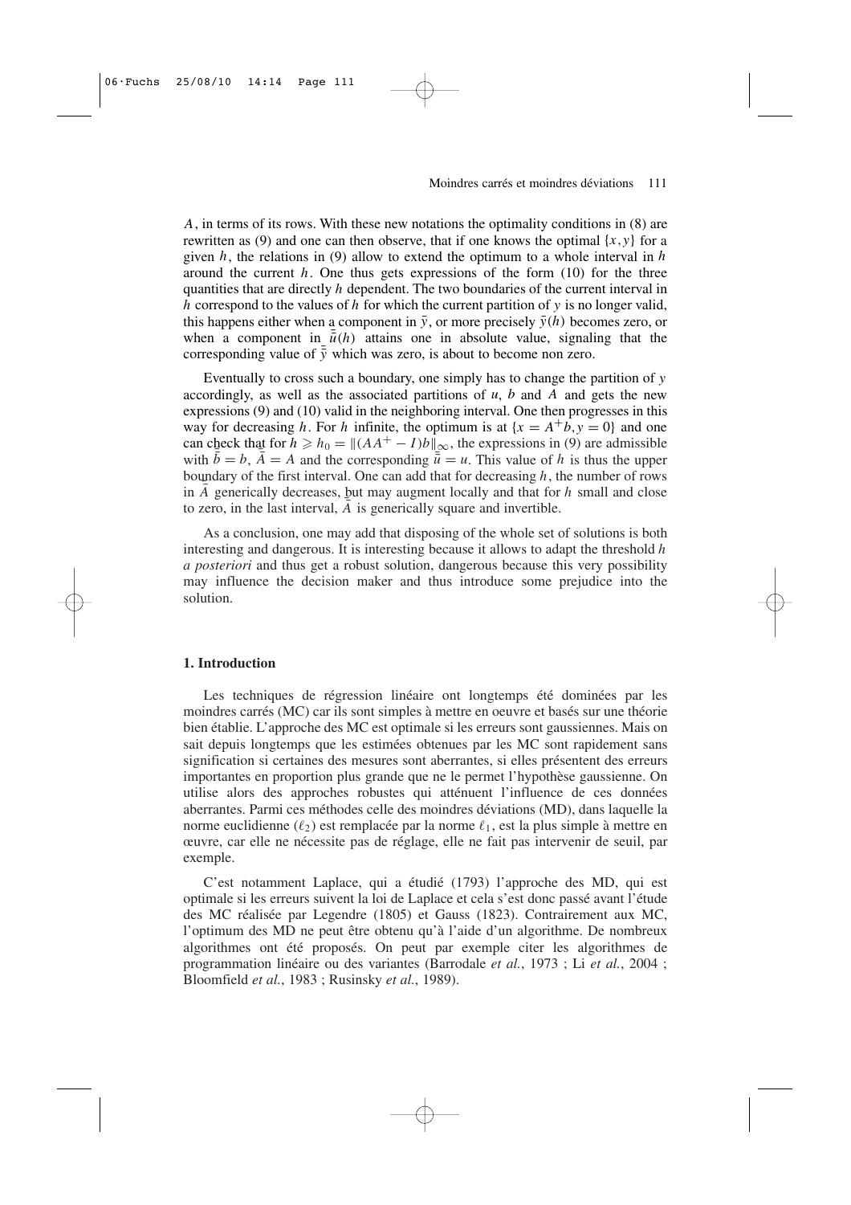$A$, in terms of its rows. With these new notations the optimality conditions in (8) are rewritten as (9) and one can then observe, that if one knows the optimal $\{x, y\}$ for a given $h$, the relations in (9) allow to extend the optimum to a whole interval in $h$ around the current $h$. One thus gets expressions of the form (10) for the three quantities that are directly $h$ dependent. The two boundaries of the current interval in $h$ correspond to the values of $h$ for which the current partition of $y$ is no longer valid, this happens either when a component in $\bar{y}$, or more precisely $\bar{y}(h)$ becomes zero, or when a component in $\bar{\bar{u}}(h)$ attains one in absolute value, signaling that the corresponding value of $\bar{\bar{y}}$ which was zero, is about to become non zero.

Eventually to cross such a boundary, one simply has to change the partition of $y$ accordingly, as well as the associated partitions of $u$, $b$ and $A$ and gets the new expressions (9) and (10) valid in the neighboring interval. One then progresses in this way for decreasing $h$. For $h$ infinite, the optimum is at $\{x = A^{+}b, y = 0\}$ and one can check that for $h \geqslant h_0 = \|(AA^{+} - I)b\|_{\infty}$, the expressions in (9) are admissible with $\bar{\bar{b}} = b$, $\bar{\bar{A}} = A$ and the corresponding $\bar{\bar{u}} = u$. This value of $h$ is thus the upper boundary of the first interval. One can add that for decreasing $h$, the number of rows in $\bar{A}$ generically decreases, but may augment locally and that for $h$ small and close to zero, in the last interval, $\bar{A}$ is generically square and invertible.

As a conclusion, one may add that disposing of the whole set of solutions is both interesting and dangerous. It is interesting because it allows to adapt the threshold $h$ *a posteriori* and thus get a robust solution, dangerous because this very possibility may influence the decision maker and thus introduce some prejudice into the solution.

## 1. Introduction

Les techniques de régression linéaire ont longtemps été dominées par les moindres carrés (MC) car ils sont simples à mettre en oeuvre et basés sur une théorie bien établie. L'approche des MC est optimale si les erreurs sont gaussiennes. Mais on sait depuis longtemps que les estimées obtenues par les MC sont rapidement sans signification si certaines des mesures sont aberrantes, si elles présentent des erreurs importantes en proportion plus grande que ne le permet l'hypothèse gaussienne. On utilise alors des approches robustes qui atténuent l'influence de ces données aberrantes. Parmi ces méthodes celle des moindres déviations (MD), dans laquelle la norme euclidienne ($\ell_2$) est remplacée par la norme $\ell_1$, est la plus simple à mettre en œuvre, car elle ne nécessite pas de réglage, elle ne fait pas intervenir de seuil, par exemple.

C'est notamment Laplace, qui a étudié (1793) l'approche des MD, qui est optimale si les erreurs suivent la loi de Laplace et cela s'est donc passé avant l'étude des MC réalisée par Legendre (1805) et Gauss (1823). Contrairement aux MC, l'optimum des MD ne peut être obtenu qu'à l'aide d'un algorithme. De nombreux algorithmes ont été proposés. On peut par exemple citer les algorithmes de programmation linéaire ou des variantes (Barrodale *et al.*, 1973 ; Li *et al.*, 2004 ; Bloomfield *et al.*, 1983 ; Rusinsky *et al.*, 1989).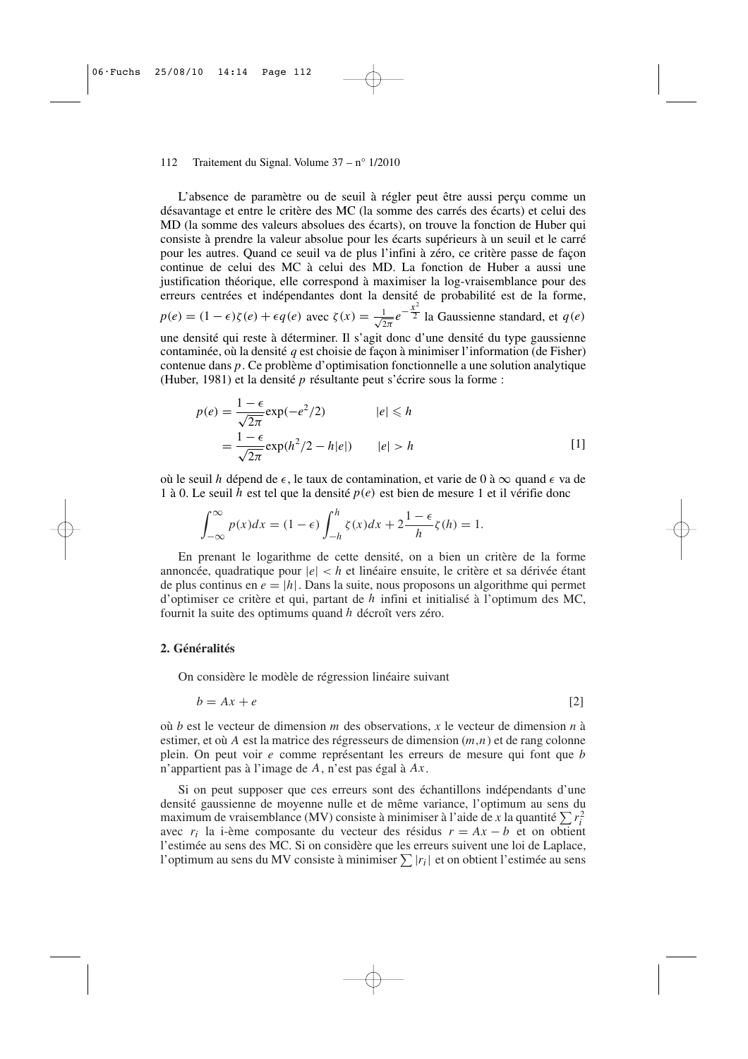L'absence de paramètre ou de seuil à régler peut être aussi perçu comme un désavantage et entre le critère des MC (la somme des carrés des écarts) et celui des MD (la somme des valeurs absolues des écarts), on trouve la fonction de Huber qui consiste à prendre la valeur absolue pour les écarts supérieurs à un seuil et le carré pour les autres. Quand ce seuil va de plus l'infini à zéro, ce critère passe de façon continue de celui des MC à celui des MD. La fonction de Huber a aussi une justification théorique, elle correspond à maximiser la log-vraisemblance pour des erreurs centrées et indépendantes dont la densité de probabilité est de la forme, $p(e) = (1-\epsilon)\zeta(e) + \epsilon q(e)$ avec $\zeta(x) = \frac{1}{\sqrt{2\pi}} e^{-\frac{x^2}{2}}$ la Gaussienne standard, et $q(e)$ une densité qui reste à déterminer. Il s'agit donc d'une densité du type gaussienne contaminée, où la densité $q$ est choisie de façon à minimiser l'information (de Fisher) contenue dans $p$. Ce problème d'optimisation fonctionnelle a une solution analytique (Huber, 1981) et la densité $p$ résultante peut s'écrire sous la forme :

$$
\begin{aligned}
p(e) &= \frac{1-\epsilon}{\sqrt{2\pi}} \exp(-e^2/2) \qquad & |e| \leqslant h \\
&= \frac{1-\epsilon}{\sqrt{2\pi}} \exp(h^2/2 - h|e|) \qquad & |e| > h
\end{aligned}
\qquad [1]
$$

où le seuil $h$ dépend de $\epsilon$, le taux de contamination, et varie de 0 à $\infty$ quand $\epsilon$ va de 1 à 0. Le seuil $h$ est tel que la densité $p(e)$ est bien de mesure 1 et il vérifie donc

$$
\int_{-\infty}^{\infty} p(x)dx = (1-\epsilon) \int_{-h}^{h} \zeta(x)dx + 2\frac{1-\epsilon}{h}\zeta(h) = 1.
$$

En prenant le logarithme de cette densité, on a bien un critère de la forme annoncée, quadratique pour $|e| < h$ et linéaire ensuite, le critère et sa dérivée étant de plus continus en $e = |h|$. Dans la suite, nous proposons un algorithme qui permet d'optimiser ce critère et qui, partant de $h$ infini et initialisé à l'optimum des MC, fournit la suite des optimums quand $h$ décroît vers zéro.

## 2. Généralités

On considère le modèle de régression linéaire suivant

$$
b = Ax + e \qquad [2]
$$

où $b$ est le vecteur de dimension $m$ des observations, $x$ le vecteur de dimension $n$ à estimer, et où $A$ est la matrice des régresseurs de dimension $(m,n)$ et de rang colonne plein. On peut voir $e$ comme représentant les erreurs de mesure qui font que $b$ n'appartient pas à l'image de $A$, n'est pas égal à $Ax$.

Si on peut supposer que ces erreurs sont des échantillons indépendants d'une densité gaussienne de moyenne nulle et de même variance, l'optimum au sens du maximum de vraisemblance (MV) consiste à minimiser à l'aide de $x$ la quantité $\sum r_i^2$ avec $r_i$ la i-ème composante du vecteur des résidus $r = Ax - b$ et on obtient l'estimée au sens des MC. Si on considère que les erreurs suivent une loi de Laplace, l'optimum au sens du MV consiste à minimiser $\sum |r_i|$ et on obtient l'estimée au sens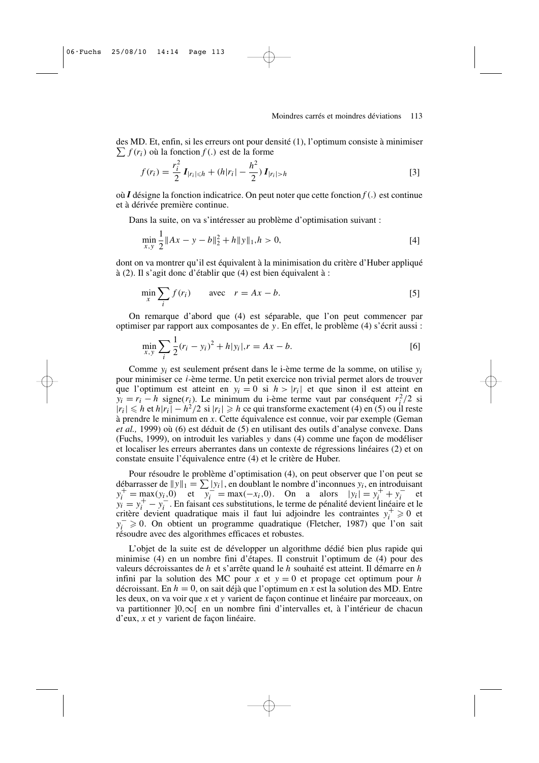des MD. Et, enfin, si les erreurs ont pour densité (1), l'optimum consiste à minimiser $\sum f(r_i)$ où la fonction $f(.)$ est de la forme

$$f(r_i) = \frac{r_i^2}{2} \boldsymbol{I}_{|r_i| \leqslant h} + (h|r_i| - \frac{h^2}{2}) \boldsymbol{I}_{|r_i|>h} \qquad [3]$$

où $\boldsymbol{I}$ désigne la fonction indicatrice. On peut noter que cette fonction $f(.)$ est continue et à dérivée première continue.

Dans la suite, on va s'intéresser au problème d'optimisation suivant :

$$\min_{x,y} \frac{1}{2}\|Ax - y - b\|_2^2 + h\|y\|_1, h > 0, \qquad [4]$$

dont on va montrer qu'il est équivalent à la minimisation du critère d'Huber appliqué à (2). Il s'agit donc d'établir que (4) est bien équivalent à :

$$\min_x \sum_i f(r_i) \qquad \text{avec} \quad r = Ax - b. \qquad [5]$$

On remarque d'abord que (4) est séparable, que l'on peut commencer par optimiser par rapport aux composantes de $y$. En effet, le problème (4) s'écrit aussi :

$$\min_{x,y} \sum_i \frac{1}{2}(r_i - y_i)^2 + h|y_i|, r = Ax - b. \qquad [6]$$

Comme $y_i$ est seulement présent dans le i-ème terme de la somme, on utilise $y_i$ pour minimiser ce $i$-ème terme. Un petit exercice non trivial permet alors de trouver que l'optimum est atteint en $y_i = 0$ si $h > |r_i|$ et que sinon il est atteint en $y_i = r_i - h$ signe$(r_i)$. Le minimum du i-ème terme vaut par conséquent $r_i^2/2$ si $|r_i| \leqslant h$ et $h|r_i| - h^2/2$ si $|r_i| \geqslant h$ ce qui transforme exactement (4) en (5) où il reste à prendre le minimum en $x$. Cette équivalence est connue, voir par exemple (Geman *et al.,* 1999) où (6) est déduit de (5) en utilisant des outils d'analyse convexe. Dans (Fuchs, 1999), on introduit les variables $y$ dans (4) comme une façon de modéliser et localiser les erreurs aberrantes dans un contexte de régressions linéaires (2) et on constate ensuite l'équivalence entre (4) et le critère de Huber.

Pour résoudre le problème d'optimisation (4), on peut observer que l'on peut se débarrasser de $\|y\|_1 = \sum |y_i|$, en doublant le nombre d'inconnues $y_i$, en introduisant $y_i^+ = \max(y_i, 0)$ et $y_i^- = \max(-x_i, 0)$. On a alors $|y_i| = y_i^+ + y_i^-$ et $y_i = y_i^+ - y_i^-$. En faisant ces substitutions, le terme de pénalité devient linéaire et le critère devient quadratique mais il faut lui adjoindre les contraintes $y_i^+ \geqslant 0$ et $y_i^- \geqslant 0$. On obtient un programme quadratique (Fletcher, 1987) que l'on sait résoudre avec des algorithmes efficaces et robustes.

L'objet de la suite est de développer un algorithme dédié bien plus rapide qui minimise (4) en un nombre fini d'étapes. Il construit l'optimum de (4) pour des valeurs décroissantes de $h$ et s'arrête quand le $h$ souhaité est atteint. Il démarre en $h$ infini par la solution des MC pour $x$ et $y = 0$ et propage cet optimum pour $h$ décroissant. En $h = 0$, on sait déjà que l'optimum en $x$ est la solution des MD. Entre les deux, on va voir que $x$ et $y$ varient de façon continue et linéaire par morceaux, on va partitionner $]0, \infty[$ en un nombre fini d'intervalles et, à l'intérieur de chacun d'eux, $x$ et $y$ varient de façon linéaire.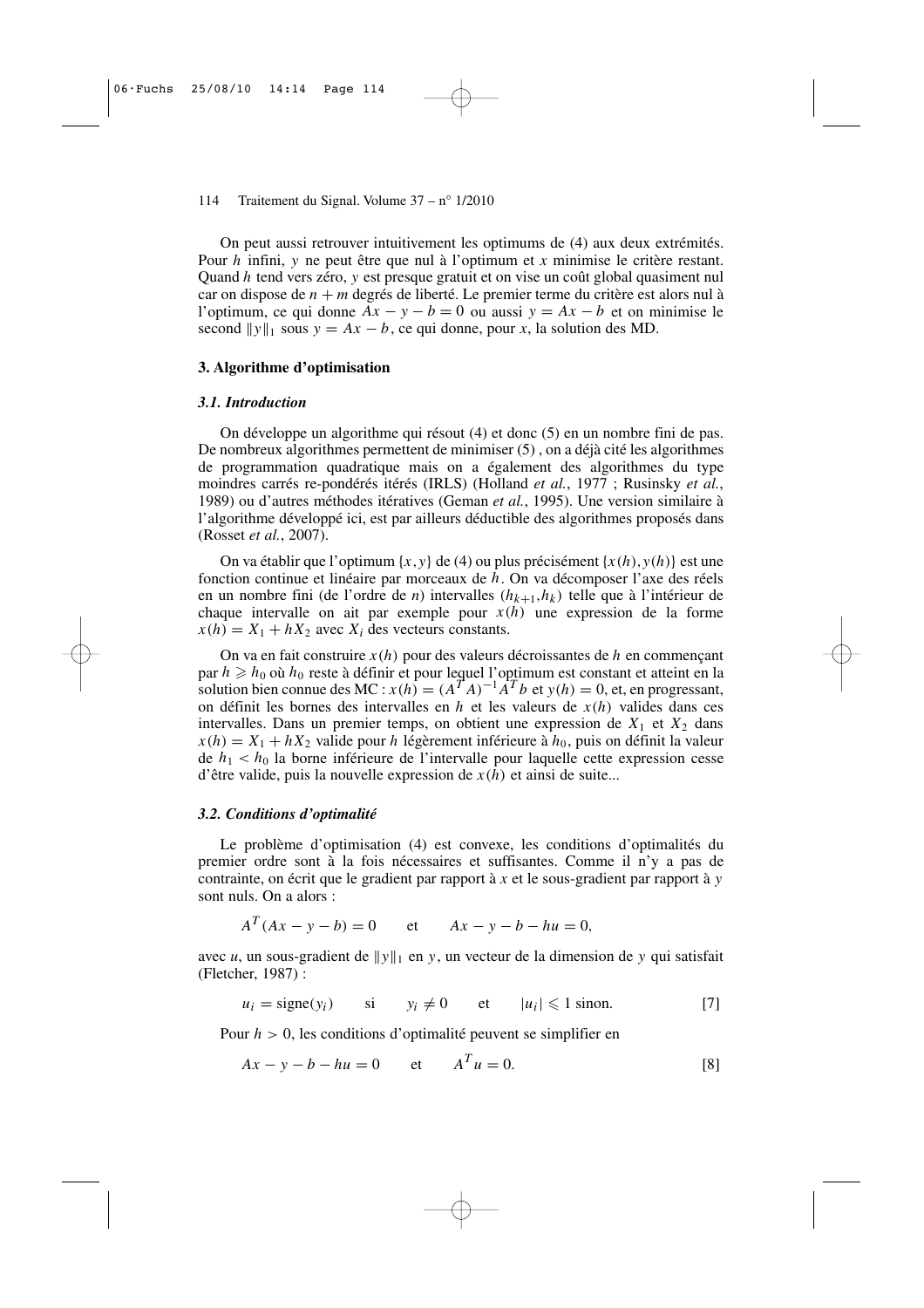On peut aussi retrouver intuitivement les optimums de (4) aux deux extrémités. Pour $h$ infini, $y$ ne peut être que nul à l'optimum et $x$ minimise le critère restant. Quand $h$ tend vers zéro, $y$ est presque gratuit et on vise un coût global quasiment nul car on dispose de $n + m$ degrés de liberté. Le premier terme du critère est alors nul à l'optimum, ce qui donne $Ax - y - b = 0$ ou aussi $y = Ax - b$ et on minimise le second $\|y\|_1$ sous $y = Ax - b$, ce qui donne, pour $x$, la solution des MD.

## 3. Algorithme d'optimisation

### *3.1. Introduction*

On développe un algorithme qui résout (4) et donc (5) en un nombre fini de pas. De nombreux algorithmes permettent de minimiser (5) , on a déjà cité les algorithmes de programmation quadratique mais on a également des algorithmes du type moindres carrés re-pondérés itérés (IRLS) (Holland *et al.*, 1977 ; Rusinsky *et al.*, 1989) ou d'autres méthodes itératives (Geman *et al.*, 1995). Une version similaire à l'algorithme développé ici, est par ailleurs déductible des algorithmes proposés dans (Rosset *et al.*, 2007).

On va établir que l'optimum $\{x, y\}$ de (4) ou plus précisément $\{x(h), y(h)\}$ est une fonction continue et linéaire par morceaux de $h$. On va décomposer l'axe des réels en un nombre fini (de l'ordre de $n$) intervalles $(h_{k+1}, h_k)$ telle que à l'intérieur de chaque intervalle on ait par exemple pour $x(h)$ une expression de la forme $x(h) = X_1 + hX_2$ avec $X_i$ des vecteurs constants.

On va en fait construire $x(h)$ pour des valeurs décroissantes de $h$ en commençant par $h \geqslant h_0$ où $h_0$ reste à définir et pour lequel l'optimum est constant et atteint en la solution bien connue des MC : $x(h) = (A^T A)^{-1} A^T b$ et $y(h) = 0$, et, en progressant, on définit les bornes des intervalles en $h$ et les valeurs de $x(h)$ valides dans ces intervalles. Dans un premier temps, on obtient une expression de $X_1$ et $X_2$ dans $x(h) = X_1 + hX_2$ valide pour $h$ légèrement inférieure à $h_0$, puis on définit la valeur de $h_1 < h_0$ la borne inférieure de l'intervalle pour laquelle cette expression cesse d'être valide, puis la nouvelle expression de $x(h)$ et ainsi de suite...

### *3.2. Conditions d'optimalité*

Le problème d'optimisation (4) est convexe, les conditions d'optimalités du premier ordre sont à la fois nécessaires et suffisantes. Comme il n'y a pas de contrainte, on écrit que le gradient par rapport à $x$ et le sous-gradient par rapport à $y$ sont nuls. On a alors :

$$A^T(Ax - y - b) = 0 \qquad \text{et} \qquad Ax - y - b - hu = 0,$$

avec $u$, un sous-gradient de $\|y\|_1$ en $y$, un vecteur de la dimension de $y$ qui satisfait (Fletcher, 1987) :

$$u_i = \text{signe}(y_i) \qquad \text{si} \qquad y_i \neq 0 \qquad \text{et} \qquad |u_i| \leqslant 1 \text{ sinon.} \qquad [7]$$

Pour $h > 0$, les conditions d'optimalité peuvent se simplifier en

$$Ax - y - b - hu = 0 \qquad \text{et} \qquad A^T u = 0. \qquad [8]$$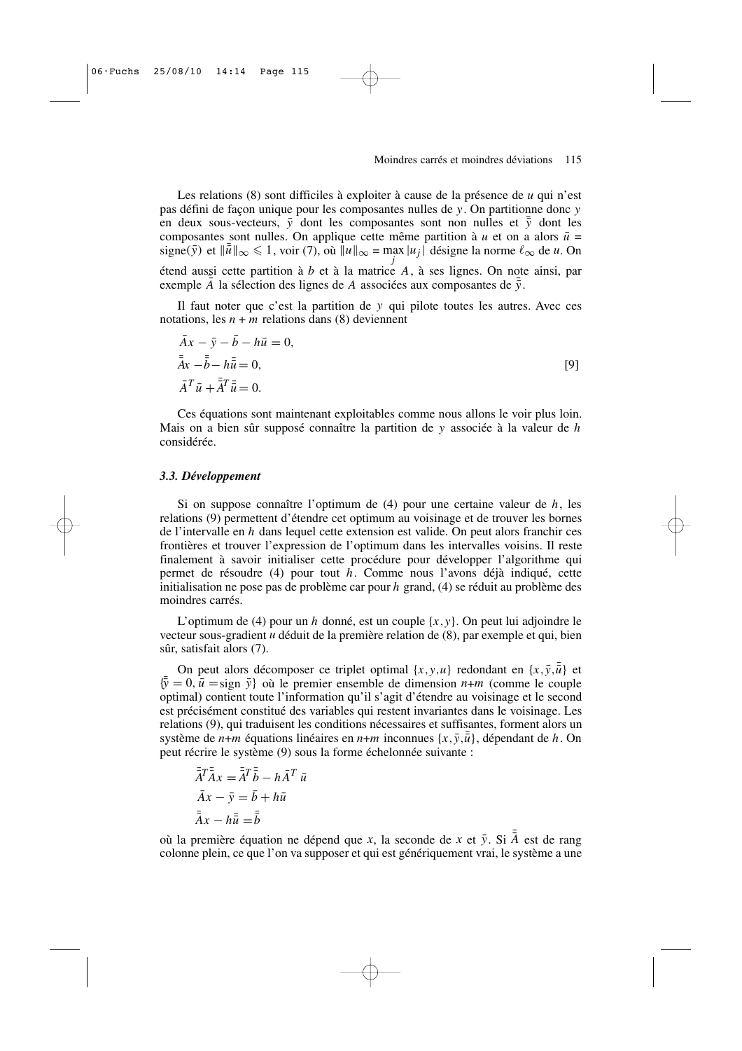Les relations (8) sont difficiles à exploiter à cause de la présence de $u$ qui n'est pas défini de façon unique pour les composantes nulles de $y$. On partitionne donc $y$ en deux sous-vecteurs, $\bar{y}$ dont les composantes sont non nulles et $\bar{\bar{y}}$ dont les composantes sont nulles. On applique cette même partition à $u$ et on a alors $\bar{u} = \text{signe}(\bar{y})$ et $\|\bar{\bar{u}}\|_\infty \leqslant 1$, voir (7), où $\|u\|_\infty = \max_j |u_j|$ désigne la norme $\ell_\infty$ de $u$. On étend aussi cette partition à $b$ et à la matrice $A$, à ses lignes. On note ainsi, par exemple $\bar{\bar{A}}$ la sélection des lignes de $A$ associées aux composantes de $\bar{\bar{y}}$.

Il faut noter que c'est la partition de $y$ qui pilote toutes les autres. Avec ces notations, les $n + m$ relations dans (8) deviennent

$$
\begin{aligned}
&\bar{A}x - \bar{y} - \bar{b} - h\bar{u} = 0,\\
&\bar{\bar{A}}x - \bar{\bar{b}} - h\bar{\bar{u}} = 0,\\
&\bar{A}^T\bar{u} + \bar{\bar{A}}^T\bar{\bar{u}} = 0.
\end{aligned}
\qquad [9]
$$

Ces équations sont maintenant exploitables comme nous allons le voir plus loin. Mais on a bien sûr supposé connaître la partition de $y$ associée à la valeur de $h$ considérée.

### *3.3. Développement*

Si on suppose connaître l'optimum de (4) pour une certaine valeur de $h$, les relations (9) permettent d'étendre cet optimum au voisinage et de trouver les bornes de l'intervalle en $h$ dans lequel cette extension est valide. On peut alors franchir ces frontières et trouver l'expression de l'optimum dans les intervalles voisins. Il reste finalement à savoir initialiser cette procédure pour développer l'algorithme qui permet de résoudre (4) pour tout $h$. Comme nous l'avons déjà indiqué, cette initialisation ne pose pas de problème car pour $h$ grand, (4) se réduit au problème des moindres carrés.

L'optimum de (4) pour un $h$ donné, est un couple $\{x, y\}$. On peut lui adjoindre le vecteur sous-gradient $u$ déduit de la première relation de (8), par exemple et qui, bien sûr, satisfait alors (7).

On peut alors décomposer ce triplet optimal $\{x, y, u\}$ redondant en $\{x, \bar{y}, \bar{\bar{u}}\}$ et $\{\bar{\bar{y}} = 0, \bar{u} = \text{sign }\bar{y}\}$ où le premier ensemble de dimension $n$+$m$ (comme le couple optimal) contient toute l'information qu'il s'agit d'étendre au voisinage et le second est précisément constitué des variables qui restent invariantes dans le voisinage. Les relations (9), qui traduisent les conditions nécessaires et suffisantes, forment alors un système de $n$+$m$ équations linéaires en $n$+$m$ inconnues $\{x, \bar{y}, \bar{\bar{u}}\}$, dépendant de $h$. On peut récrire le système (9) sous la forme échelonnée suivante :

$$
\begin{aligned}
&\bar{\bar{A}}^T\bar{\bar{A}}x = \bar{\bar{A}}^T\bar{\bar{b}} - h\bar{A}^T\,\bar{u}\\
&\bar{A}x - \bar{y} = \bar{b} + h\bar{u}\\
&\bar{\bar{A}}x - h\bar{\bar{u}} = \bar{\bar{b}}
\end{aligned}
$$

où la première équation ne dépend que $x$, la seconde de $x$ et $\bar{y}$. Si $\bar{\bar{A}}$ est de rang colonne plein, ce que l'on va supposer et qui est génériquement vrai, le système a une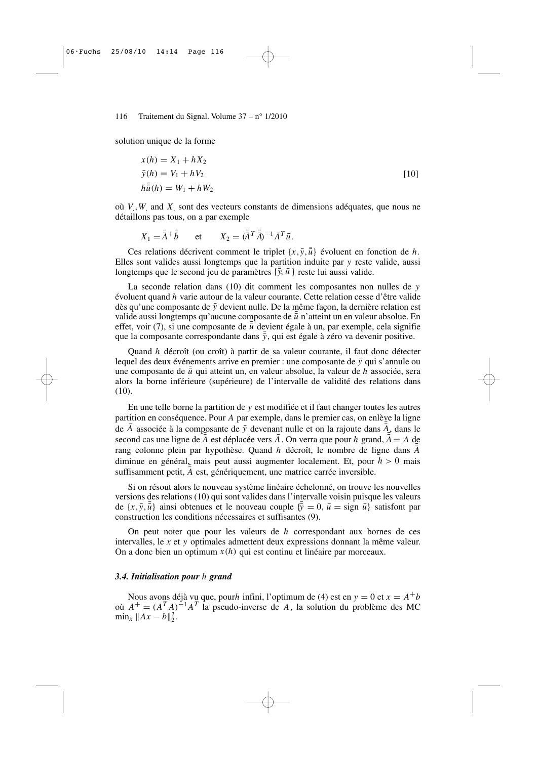solution unique de la forme

$$
\begin{aligned}
x(h) &= X_1 + hX_2 \\
\bar{y}(h) &= V_1 + hV_2 \\
h\bar{\bar{u}}(h) &= W_1 + hW_2
\end{aligned}
\qquad [10]
$$

où $V_.$, $W_.$ and $X_.$ sont des vecteurs constants de dimensions adéquates, que nous ne détaillons pas tous, on a par exemple

$$X_1 = \bar{\bar{A}}^+ \bar{\bar{b}} \qquad \text{et} \qquad X_2 = (\bar{\bar{A}}^T \bar{\bar{A}})^{-1} \bar{A}^T \bar{u}.$$

Ces relations décrivent comment le triplet $\{x, \bar{y}, \bar{\bar{u}}\}$ évoluent en fonction de $h$. Elles sont valides aussi longtemps que la partition induite par $y$ reste valide, aussi longtemps que le second jeu de paramètres $\{\bar{\bar{y}}, \bar{u}\}$ reste lui aussi valide.

La seconde relation dans (10) dit comment les composantes non nulles de $y$ évoluent quand $h$ varie autour de la valeur courante. Cette relation cesse d'être valide dès qu'une composante de $\bar{y}$ devient nulle. De la même façon, la dernière relation est valide aussi longtemps qu'aucune composante de $\bar{\bar{u}}$ n'atteint un en valeur absolue. En effet, voir (7), si une composante de $\bar{\bar{u}}$ devient égale à un, par exemple, cela signifie que la composante correspondante dans $\bar{\bar{y}}$, qui est égale à zéro va devenir positive.

Quand $h$ décroît (ou croît) à partir de sa valeur courante, il faut donc détecter lequel des deux événements arrive en premier : une composante de $\bar{y}$ qui s'annule ou une composante de $\bar{\bar{u}}$ qui atteint un, en valeur absolue, la valeur de $h$ associée, sera alors la borne inférieure (supérieure) de l'intervalle de validité des relations dans (10).

En une telle borne la partition de $y$ est modifiée et il faut changer toutes les autres partition en conséquence. Pour $A$ par exemple, dans le premier cas, on enlève la ligne de $\bar{A}$ associée à la composante de $\bar{y}$ devenant nulle et on la rajoute dans $\bar{\bar{A}}$, dans le second cas une ligne de $\bar{\bar{A}}$ est déplacée vers $\bar{A}$. On verra que pour $h$ grand, $\bar{A} = A$ de rang colonne plein par hypothèse. Quand $h$ décroît, le nombre de ligne dans $\bar{\bar{A}}$ diminue en général, mais peut aussi augmenter localement. Et, pour $h > 0$ mais suffisamment petit, $\bar{\bar{A}}$ est, génériquement, une matrice carrée inversible.

Si on résout alors le nouveau système linéaire échelonné, on trouve les nouvelles versions des relations (10) qui sont valides dans l'intervalle voisin puisque les valeurs de $\{x, \bar{y}, \bar{\bar{u}}\}$ ainsi obtenues et le nouveau couple $\{\bar{\bar{y}} = 0, \bar{u} = \text{sign } \bar{u}\}$ satisfont par construction les conditions nécessaires et suffisantes (9).

On peut noter que pour les valeurs de $h$ correspondant aux bornes de ces intervalles, le $x$ et $y$ optimales admettent deux expressions donnant la même valeur. On a donc bien un optimum $x(h)$ qui est continu et linéaire par morceaux.

### *3.4. Initialisation pour $h$ grand*

Nous avons déjà vu que, pour$h$ infini, l'optimum de (4) est en $y = 0$ et $x = A^+ b$ où $A^+ = (A^T A)^{-1} A^T$ la pseudo-inverse de $A$, la solution du problème des MC $\min_x \|Ax - b\|_2^2$.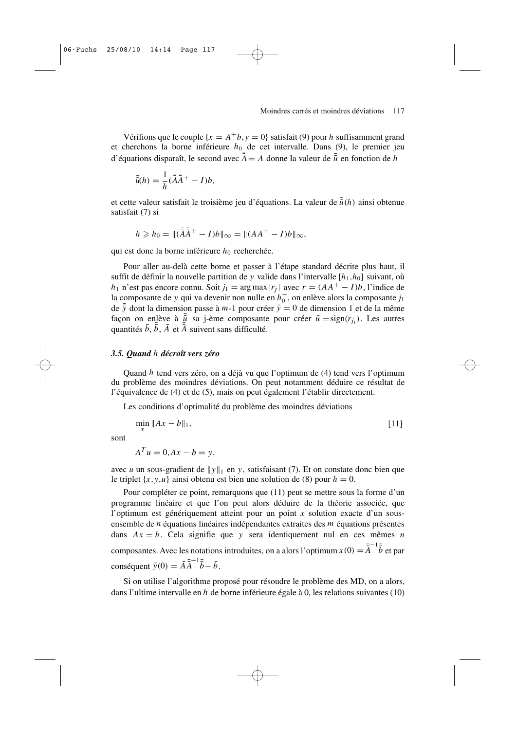Vérifions que le couple $\{x = A^+ b, y = 0\}$ satisfait (9) pour $h$ suffisamment grand et cherchons la borne inférieure $h_0$ de cet intervalle. Dans (9), le premier jeu d'équations disparaît, le second avec $\bar{\bar{A}} = A$ donne la valeur de $\bar{\bar{u}}$ en fonction de $h$

$$\bar{\bar{u}}(h) = \frac{1}{h}(\bar{\bar{A}}\bar{\bar{A}}^+ - I)b,$$

et cette valeur satisfait le troisième jeu d'équations. La valeur de $\bar{\bar{u}}(h)$ ainsi obtenue satisfait (7) si

$$h \geqslant h_0 = \|(\bar{\bar{A}}\bar{\bar{A}}^+ - I)b\|_\infty = \|(AA^+ - I)b\|_\infty,$$

qui est donc la borne inférieure $h_0$ recherchée.

Pour aller au-delà cette borne et passer à l'étape standard décrite plus haut, il suffit de définir la nouvelle partition de $y$ valide dans l'intervalle $[h_1, h_0]$ suivant, où $h_1$ n'est pas encore connu. Soit $j_1 = \arg\max |r_j|$ avec $r = (AA^+ - I)b$, l'indice de la composante de $y$ qui va devenir non nulle en $h_0^-$, on enlève alors la composante $j_1$ de $\bar{\bar{y}}$ dont la dimension passe à $m$-1 pour créer $\bar{y} = 0$ de dimension 1 et de la même façon on enlève à $\bar{\bar{u}}$ sa j-ème composante pour créer $\bar{u} = \text{sign}(r_{j_1})$. Les autres quantités $\bar{b}$, $\bar{\bar{b}}$, $\bar{A}$ et $\bar{\bar{A}}$ suivent sans difficulté.

### *3.5. Quand $h$ décroît vers zéro*

Quand $h$ tend vers zéro, on a déjà vu que l'optimum de (4) tend vers l'optimum du problème des moindres déviations. On peut notamment déduire ce résultat de l'équivalence de (4) et de (5), mais on peut également l'établir directement.

Les conditions d'optimalité du problème des moindres déviations

$$\min_x \|Ax - b\|_1, \qquad [11]$$

sont

$$A^T u = 0, Ax - b = y,$$

avec $u$ un sous-gradient de $\|y\|_1$ en $y$, satisfaisant (7). Et on constate donc bien que le triplet $\{x, y, u\}$ ainsi obtenu est bien une solution de (8) pour $h = 0$.

Pour compléter ce point, remarquons que (11) peut se mettre sous la forme d'un programme linéaire et que l'on peut alors déduire de la théorie associée, que l'optimum est génériquement atteint pour un point $x$ solution exacte d'un sous-ensemble de $n$ équations linéaires indépendantes extraites des $m$ équations présentes dans $Ax = b$. Cela signifie que $y$ sera identiquement nul en ces mêmes $n$ composantes. Avec les notations introduites, on a alors l'optimum $x(0) = \bar{\bar{A}}^{-1}\bar{\bar{b}}$ et par conséquent $\bar{y}(0) = \bar{A}\bar{\bar{A}}^{-1}\bar{\bar{b}} - \bar{b}$.

Si on utilise l'algorithme proposé pour résoudre le problème des MD, on a alors, dans l'ultime intervalle en $h$ de borne inférieure égale à 0, les relations suivantes (10)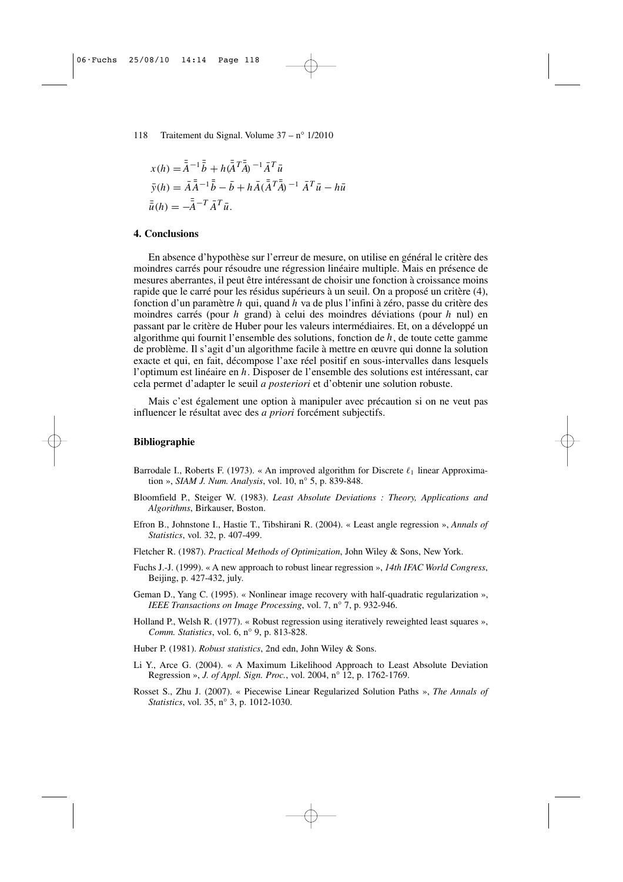$$x(h) = \bar{\bar{A}}^{-1}\bar{\bar{b}} + h(\bar{\bar{A}}^T\bar{\bar{A}})^{-1}\bar{A}^T\bar{u}$$

$$\bar{y}(h) = \bar{A}\bar{\bar{A}}^{-1}\bar{\bar{b}} - \bar{b} + h\bar{A}(\bar{\bar{A}}^T\bar{\bar{A}})^{-1}\ \bar{A}^T\bar{u} - h\bar{u}$$

$$\bar{\bar{u}}(h) = -\bar{\bar{A}}^{-T}\bar{A}^T\bar{u}.$$

## 4. Conclusions

En absence d'hypothèse sur l'erreur de mesure, on utilise en général le critère des moindres carrés pour résoudre une régression linéaire multiple. Mais en présence de mesures aberrantes, il peut être intéressant de choisir une fonction à croissance moins rapide que le carré pour les résidus supérieurs à un seuil. On a proposé un critère (4), fonction d'un paramètre $h$ qui, quand $h$ va de plus l'infini à zéro, passe du critère des moindres carrés (pour $h$ grand) à celui des moindres déviations (pour $h$ nul) en passant par le critère de Huber pour les valeurs intermédiaires. Et, on a développé un algorithme qui fournit l'ensemble des solutions, fonction de $h$, de toute cette gamme de problème. Il s'agit d'un algorithme facile à mettre en œuvre qui donne la solution exacte et qui, en fait, décompose l'axe réel positif en sous-intervalles dans lesquels l'optimum est linéaire en $h$. Disposer de l'ensemble des solutions est intéressant, car cela permet d'adapter le seuil *a posteriori* et d'obtenir une solution robuste.

Mais c'est également une option à manipuler avec précaution si on ne veut pas influencer le résultat avec des *a priori* forcément subjectifs.

## Bibliographie

Barrodale I., Roberts F. (1973). « An improved algorithm for Discrete $\ell_1$ linear Approximation », *SIAM J. Num. Analysis*, vol. 10, n° 5, p. 839-848.

Bloomfield P., Steiger W. (1983). *Least Absolute Deviations : Theory, Applications and Algorithms*, Birkauser, Boston.

Efron B., Johnstone I., Hastie T., Tibshirani R. (2004). « Least angle regression », *Annals of Statistics*, vol. 32, p. 407-499.

Fletcher R. (1987). *Practical Methods of Optimization*, John Wiley & Sons, New York.

Fuchs J.-J. (1999). « A new approach to robust linear regression », *14th IFAC World Congress*, Beijing, p. 427-432, july.

Geman D., Yang C. (1995). « Nonlinear image recovery with half-quadratic regularization », *IEEE Transactions on Image Processing*, vol. 7, n° 7, p. 932-946.

Holland P., Welsh R. (1977). « Robust regression using iteratively reweighted least squares », *Comm. Statistics*, vol. 6, n° 9, p. 813-828.

Huber P. (1981). *Robust statistics*, 2nd edn, John Wiley & Sons.

Li Y., Arce G. (2004). « A Maximum Likelihood Approach to Least Absolute Deviation Regression », *J. of Appl. Sign. Proc.*, vol. 2004, n° 12, p. 1762-1769.

Rosset S., Zhu J. (2007). « Piecewise Linear Regularized Solution Paths », *The Annals of Statistics*, vol. 35, n° 3, p. 1012-1030.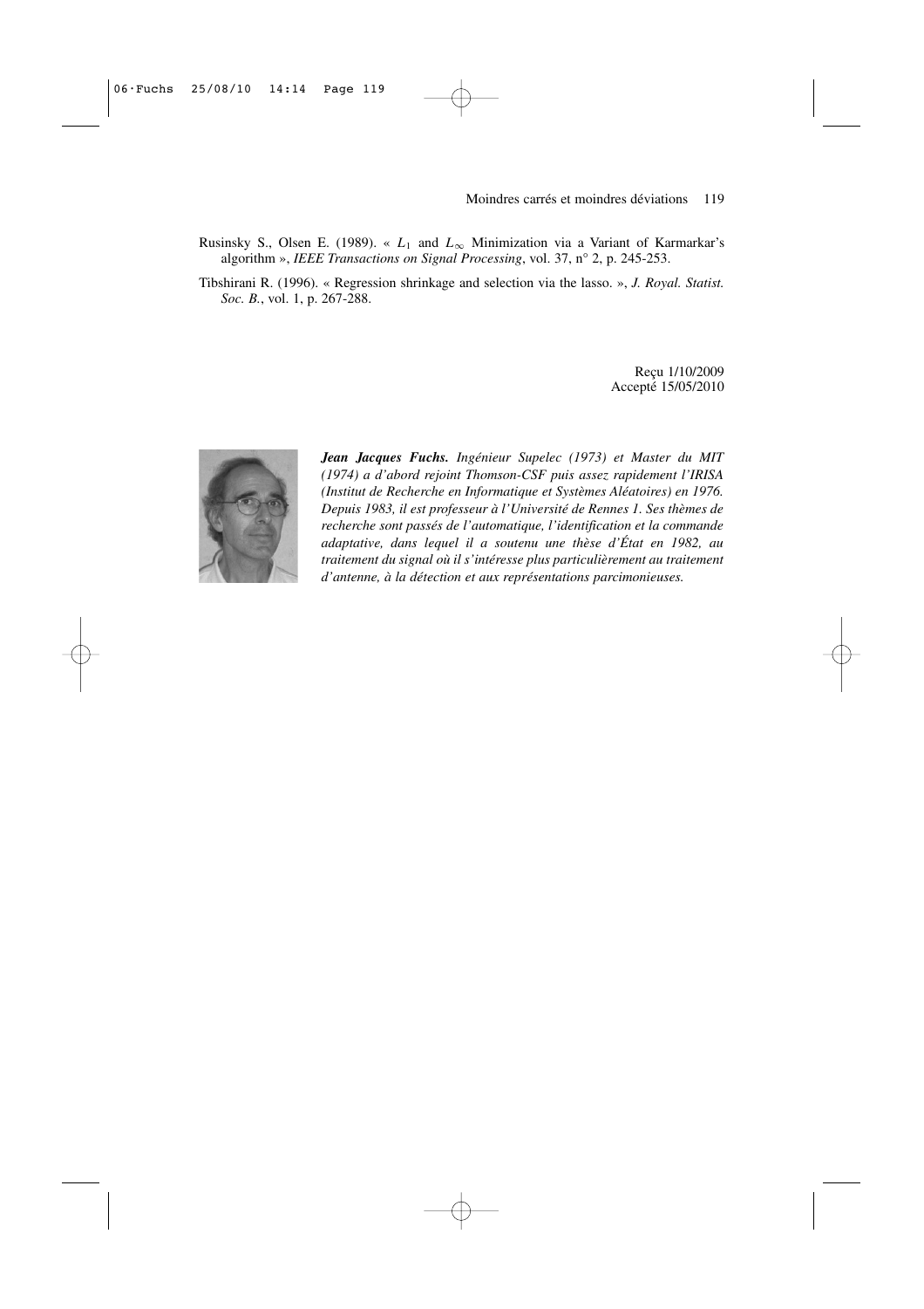Rusinsky S., Olsen E. (1989). « $L_1$ and $L_\infty$ Minimization via a Variant of Karmarkar's algorithm », *IEEE Transactions on Signal Processing*, vol. 37, n° 2, p. 245-253.

Tibshirani R. (1996). « Regression shrinkage and selection via the lasso. », *J. Royal. Statist. Soc. B.*, vol. 1, p. 267-288.

Reçu 1/10/2009
Accepté 15/05/2010

***Jean Jacques Fuchs.*** *Ingénieur Supelec (1973) et Master du MIT (1974) a d'abord rejoint Thomson-CSF puis assez rapidement l'IRISA (Institut de Recherche en Informatique et Systèmes Aléatoires) en 1976. Depuis 1983, il est professeur à l'Université de Rennes 1. Ses thèmes de recherche sont passés de l'automatique, l'identification et la commande adaptative, dans lequel il a soutenu une thèse d'État en 1982, au traitement du signal où il s'intéresse plus particulièrement au traitement d'antenne, à la détection et aux représentations parcimonieuses.*